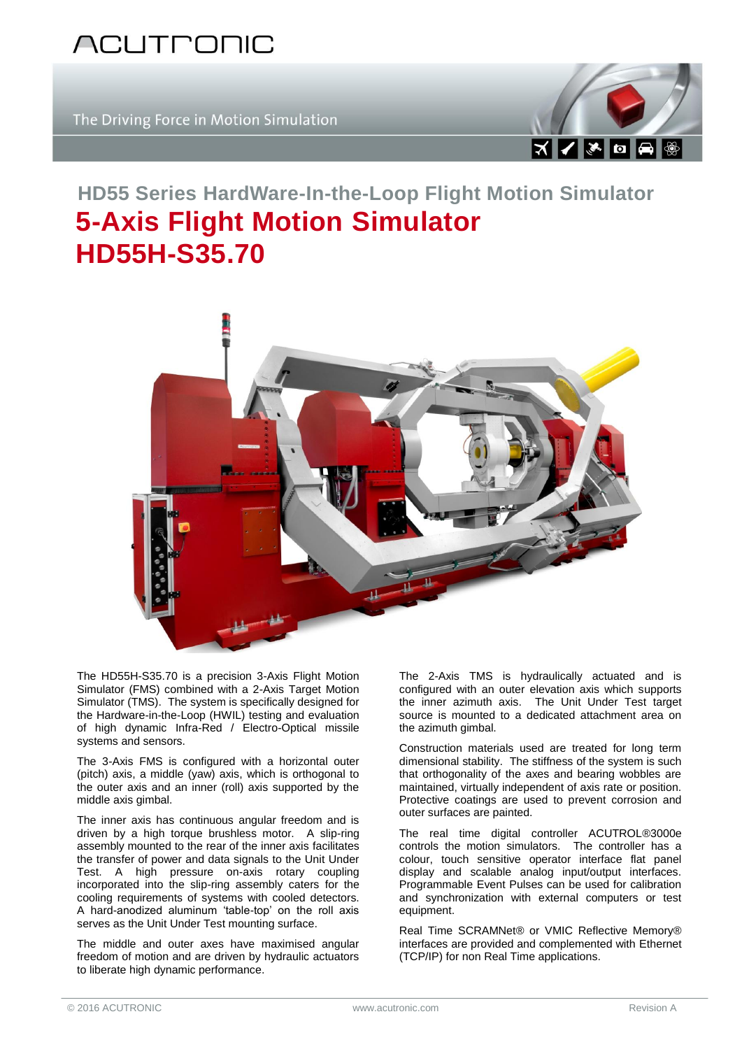ACUTRONIC

The Driving Force in Motion Simulation

## HD55 Series HardWare-In-the-Loop Flight Motion Simulator

# 5-Axis Flight Motion Simulator

# HD55H-S35.70

The HD55H-S35.70 is a precision 3-Axis Flight Motion Simulator (FMS) combined with a 2-Axis Target Motion Simulator (TMS). The system is specifically designed for the Hardware-in-the-Loop (HWIL) testing and evaluation of high dynamic Infra-Red / Electro-Optical missile systems and sensors.

The 3-Axis FMS is configured with a horizontal outer (pitch) axis, a middle (yaw) axis, which is orthogonal to the outer axis and an inner (roll) axis supported by the middle axis gimbal.

The inner axis has continuous angular freedom and is driven by a high torque brushless motor. A slip-ring assembly mounted to the rear of the inner axis facilitates the transfer of power and data signals to the Unit Under Test. A high pressure on-axis rotary coupling incorporated into the slip-ring assembly caters for the cooling requirements of systems with cooled detectors. A hard-anodized aluminum 'table-top' on the roll axis serves as the Unit Under Test mounting surface.

The middle and outer axes have maximised angular freedom of motion and are driven by hydraulic actuators to liberate high dynamic performance.

The 2-Axis TMS is hydraulically actuated and is configured with an outer elevation axis which supports the inner azimuth axis. The Unit Under Test target source is mounted to a dedicated attachment area on the azimuth gimbal.

Construction materials used are treated for long term dimensional stability. The stiffness of the system is such that orthogonality of the axes and bearing wobbles are maintained, virtually independent of axis rate or position. Protective coatings are used to prevent corrosion and outer surfaces are painted.

The real time digital controller ACUTROL®3000e controls the motion simulators. The controller has a colour, touch sensitive operator interface flat panel display and scalable analog input/output interfaces. Programmable Event Pulses can be used for calibration and synchronization with external computers or test equipment.

Real Time SCRAMNet® or VMIC Reflective Memory® interfaces are provided and complemented with Ethernet (TCP/IP) for non Real Time applications.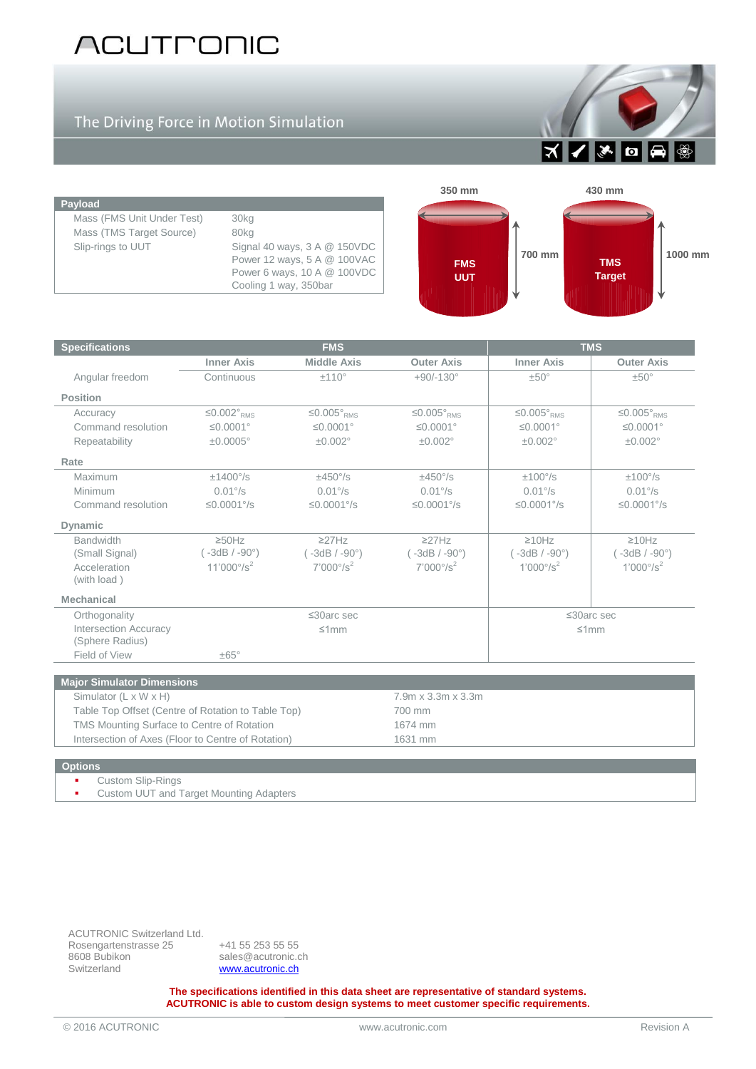# ACUTRONIC

The Driving Force in Motion Simulation

| Payload | |
|---|---|
| Mass (FMS Unit Under Test) | 30kg |
| Mass (TMS Target Source) | 80kg |
| Slip-rings to UUT | Signal 40 ways, 3 A @ 150VDC<br>Power 12 ways, 5 A @ 100VAC<br>Power 6 ways, 10 A @ 100VDC<br>Cooling 1 way, 350bar |

350 mm
FMS UUT
700 mm

430 mm
TMS Target
1000 mm

| Specifications | FMS | | | TMS | |
|---|---|---|---|---|---|
| | Inner Axis | Middle Axis | Outer Axis | Inner Axis | Outer Axis |
| Angular freedom | Continuous | ±110° | +90/-130° | ±50° | ±50° |
| **Position** | | | | | |
| Accuracy | ≤0.002°$_{RMS}$ | ≤0.005°$_{RMS}$ | ≤0.005°$_{RMS}$ | ≤0.005°$_{RMS}$ | ≤0.005°$_{RMS}$ |
| Command resolution | ≤0.0001° | ≤0.0001° | ≤0.0001° | ≤0.0001° | ≤0.0001° |
| Repeatability | ±0.0005° | ±0.002° | ±0.002° | ±0.002° | ±0.002° |
| **Rate** | | | | | |
| Maximum | ±1400°/s | ±450°/s | ±450°/s | ±100°/s | ±100°/s |
| Minimum | 0.01°/s | 0.01°/s | 0.01°/s | 0.01°/s | 0.01°/s |
| Command resolution | ≤0.0001°/s | ≤0.0001°/s | ≤0.0001°/s | ≤0.0001°/s | ≤0.0001°/s |
| **Dynamic** | | | | | |
| Bandwidth (Small Signal) | ≥50Hz ( -3dB / -90°) | ≥27Hz ( -3dB / -90°) | ≥27Hz ( -3dB / -90°) | ≥10Hz ( -3dB / -90°) | ≥10Hz ( -3dB / -90°) |
| Acceleration (with load ) | 11'000°/s$^2$ | 7'000°/s$^2$ | 7'000°/s$^2$ | 1'000°/s$^2$ | 1'000°/s$^2$ |
| **Mechanical** | | | | | |
| Orthogonality | | ≤30arc sec | | ≤30arc sec | |
| Intersection Accuracy (Sphere Radius) | | ≤1mm | | ≤1mm | |
| Field of View | ±65° | | | | |

| Major Simulator Dimensions | |
|---|---|
| Simulator (L x W x H) | 7.9m x 3.3m x 3.3m |
| Table Top Offset (Centre of Rotation to Table Top) | 700 mm |
| TMS Mounting Surface to Centre of Rotation | 1674 mm |
| Intersection of Axes (Floor to Centre of Rotation) | 1631 mm |

**Options**

- Custom Slip-Rings
- Custom UUT and Target Mounting Adapters

ACUTRONIC Switzerland Ltd.
Rosengartenstrasse 25
8608 Bubikon
Switzerland

+41 55 253 55 55
sales@acutronic.ch
www.acutronic.ch

**The specifications identified in this data sheet are representative of standard systems.**
**ACUTRONIC is able to custom design systems to meet customer specific requirements.**

© 2016 ACUTRONIC — www.acutronic.com — Revision A